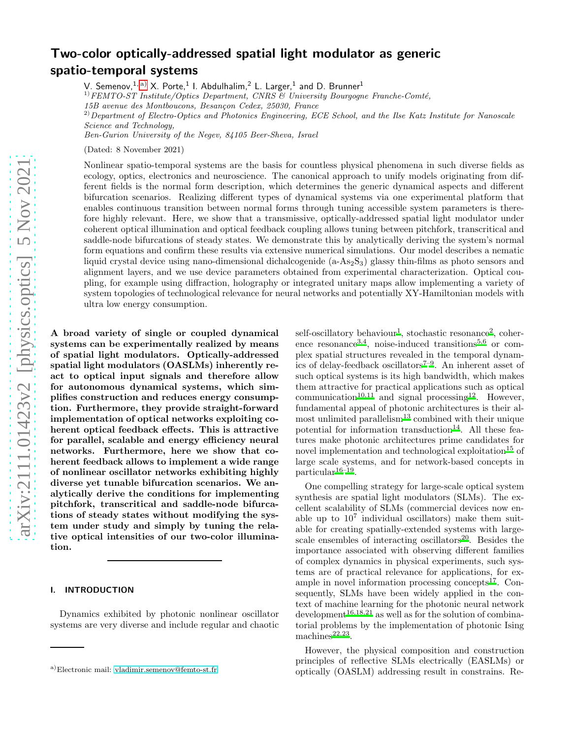# Two-color optically-addressed spatial light modulator as generic spatio-temporal systems

V. Semenov,[1,a)] X. Porte,[1] I. Abdulhalim,[2] L. Larger,[1] and D. Brunner[1]

[1)] *FEMTO-ST Institute/Optics Department, CNRS & University Bourgogne Franche-Comté, 15B avenue des Montboucons, Besançon Cedex, 25030, France*

[2)] *Department of Electro-Optics and Photonics Engineering, ECE School, and the Ilse Katz Institute for Nanoscale Science and Technology, Ben-Gurion University of the Negev, 84105 Beer-Sheva, Israel*

(Dated: 8 November 2021)

Nonlinear spatio-temporal systems are the basis for countless physical phenomena in such diverse fields as ecology, optics, electronics and neuroscience. The canonical approach to unify models originating from different fields is the normal form description, which determines the generic dynamical aspects and different bifurcation scenarios. Realizing different types of dynamical systems via one experimental platform that enables continuous transition between normal forms through tuning accessible system parameters is therefore highly relevant. Here, we show that a transmissive, optically-addressed spatial light modulator under coherent optical illumination and optical feedback coupling allows tuning between pitchfork, transcritical and saddle-node bifurcations of steady states. We demonstrate this by analytically deriving the system's normal form equations and confirm these results via extensive numerical simulations. Our model describes a nematic liquid crystal device using nano-dimensional dichalcogenide (a-$As_2S_3$) glassy thin-films as photo sensors and alignment layers, and we use device parameters obtained from experimental characterization. Optical coupling, for example using diffraction, holography or integrated unitary maps allow implementing a variety of system topologies of technological relevance for neural networks and potentially XY-Hamiltonian models with ultra low energy consumption.

**A broad variety of single or coupled dynamical systems can be experimentally realized by means of spatial light modulators. Optically-addressed spatial light modulators (OASLMs) inherently react to optical input signals and therefore allow for autonomous dynamical systems, which simplifies construction and reduces energy consumption. Furthermore, they provide straight-forward implementation of optical networks exploiting coherent optical feedback effects. This is attractive for parallel, scalable and energy efficiency neural networks. Furthermore, here we show that coherent feedback allows to implement a wide range of nonlinear oscillator networks exhibiting highly diverse yet tunable bifurcation scenarios. We analytically derive the conditions for implementing pitchfork, transcritical and saddle-node bifurcations of steady states without modifying the system under study and simply by tuning the relative optical intensities of our two-color illumination.**

## I. INTRODUCTION

Dynamics exhibited by photonic nonlinear oscillator systems are very diverse and include regular and chaotic self-oscillatory behaviour[1], stochastic resonance[2], coherence resonance[3,4], noise-induced transitions[5,6] or complex spatial structures revealed in the temporal dynamics of delay-feedback oscillators[7–9]. An inherent asset of such optical systems is its high bandwidth, which makes them attractive for practical applications such as optical communication[10,11] and signal processing[12]. However, fundamental appeal of photonic architectures is their almost unlimited parallelism[13] combined with their unique potential for information transduction[14]. All these features make photonic architectures prime candidates for novel implementation and technological exploitation[15] of large scale systems, and for network-based concepts in particular[16–19].

One compelling strategy for large-scale optical system synthesis are spatial light modulators (SLMs). The excellent scalability of SLMs (commercial devices now enable up to $10^7$ individual oscillators) make them suitable for creating spatially-extended systems with large-scale ensembles of interacting oscillators[20]. Besides the importance associated with observing different families of complex dynamics in physical experiments, such systems are of practical relevance for applications, for example in novel information processing concepts[17]. Consequently, SLMs have been widely applied in the context of machine learning for the photonic neural network development[16,18,21] as well as for the solution of combinatorial problems by the implementation of photonic Ising machines[22,23].

However, the physical composition and construction principles of reflective SLMs electrically (EASLMs) or optically (OASLM) addressing result in constrains. Re-

---

[a)] Electronic mail: vladimir.semenov@femto-st.fr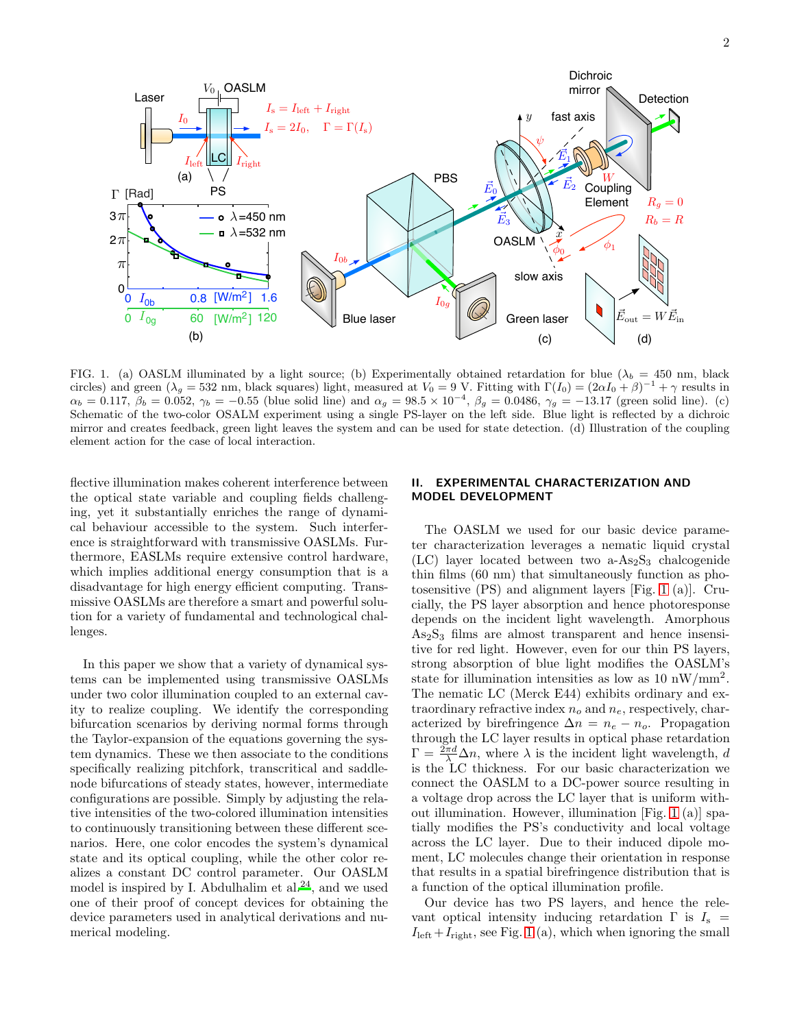FIG. 1. (a) OASLM illuminated by a light source; (b) Experimentally obtained retardation for blue ($\lambda_b$ = 450 nm, black circles) and green ($\lambda_g$ = 532 nm, black squares) light, measured at $V_0$ = 9 V. Fitting with $\Gamma(I_0) = (2\alpha I_0 + \beta)^{-1} + \gamma$ results in $\alpha_b = 0.117$, $\beta_b = 0.052$, $\gamma_b = -0.55$ (blue solid line) and $\alpha_g = 98.5 \times 10^{-4}$, $\beta_g = 0.0486$, $\gamma_g = -13.17$ (green solid line). (c) Schematic of the two-color OSALM experiment using a single PS-layer on the left side. Blue light is reflected by a dichroic mirror and creates feedback, green light leaves the system and can be used for state detection. (d) Illustration of the coupling element action for the case of local interaction.

flective illumination makes coherent interference between the optical state variable and coupling fields challenging, yet it substantially enriches the range of dynamical behaviour accessible to the system. Such interference is straightforward with transmissive OASLMs. Furthermore, EASLMs require extensive control hardware, which implies additional energy consumption that is a disadvantage for high energy efficient computing. Transmissive OASLMs are therefore a smart and powerful solution for a variety of fundamental and technological challenges.

In this paper we show that a variety of dynamical systems can be implemented using transmissive OASLMs under two color illumination coupled to an external cavity to realize coupling. We identify the corresponding bifurcation scenarios by deriving normal forms through the Taylor-expansion of the equations governing the system dynamics. These we then associate to the conditions specifically realizing pitchfork, transcritical and saddle-node bifurcations of steady states, however, intermediate configurations are possible. Simply by adjusting the relative intensities of the two-colored illumination intensities to continuously transitioning between these different scenarios. Here, one color encodes the system's dynamical state and its optical coupling, while the other color realizes a constant DC control parameter. Our OASLM model is inspired by I. Abdulhalim et al.[24], and we used one of their proof of concept devices for obtaining the device parameters used in analytical derivations and numerical modeling.

## II. EXPERIMENTAL CHARACTERIZATION AND MODEL DEVELOPMENT

The OASLM we used for our basic device parameter characterization leverages a nematic liquid crystal (LC) layer located between two a-$As_2S_3$ chalcogenide thin films (60 nm) that simultaneously function as photosensitive (PS) and alignment layers [Fig. 1 (a)]. Crucially, the PS layer absorption and hence photoresponse depends on the incident light wavelength. Amorphous $As_2S_3$ films are almost transparent and hence insensitive for red light. However, even for our thin PS layers, strong absorption of blue light modifies the OASLM's state for illumination intensities as low as 10 nW/mm$^2$. The nematic LC (Merck E44) exhibits ordinary and extraordinary refractive index $n_o$ and $n_e$, respectively, characterized by birefringence $\Delta n = n_e - n_o$. Propagation through the LC layer results in optical phase retardation $\Gamma = \frac{2\pi d}{\lambda}\Delta n$, where $\lambda$ is the incident light wavelength, $d$ is the LC thickness. For our basic characterization we connect the OASLM to a DC-power source resulting in a voltage drop across the LC layer that is uniform without illumination. However, illumination [Fig. 1 (a)] spatially modifies the PS's conductivity and local voltage across the LC layer. Due to their induced dipole moment, LC molecules change their orientation in response that results in a spatial birefringence distribution that is a function of the optical illumination profile.

Our device has two PS layers, and hence the relevant optical intensity inducing retardation $\Gamma$ is $I_s = I_{\text{left}} + I_{\text{right}}$, see Fig. 1 (a), which when ignoring the small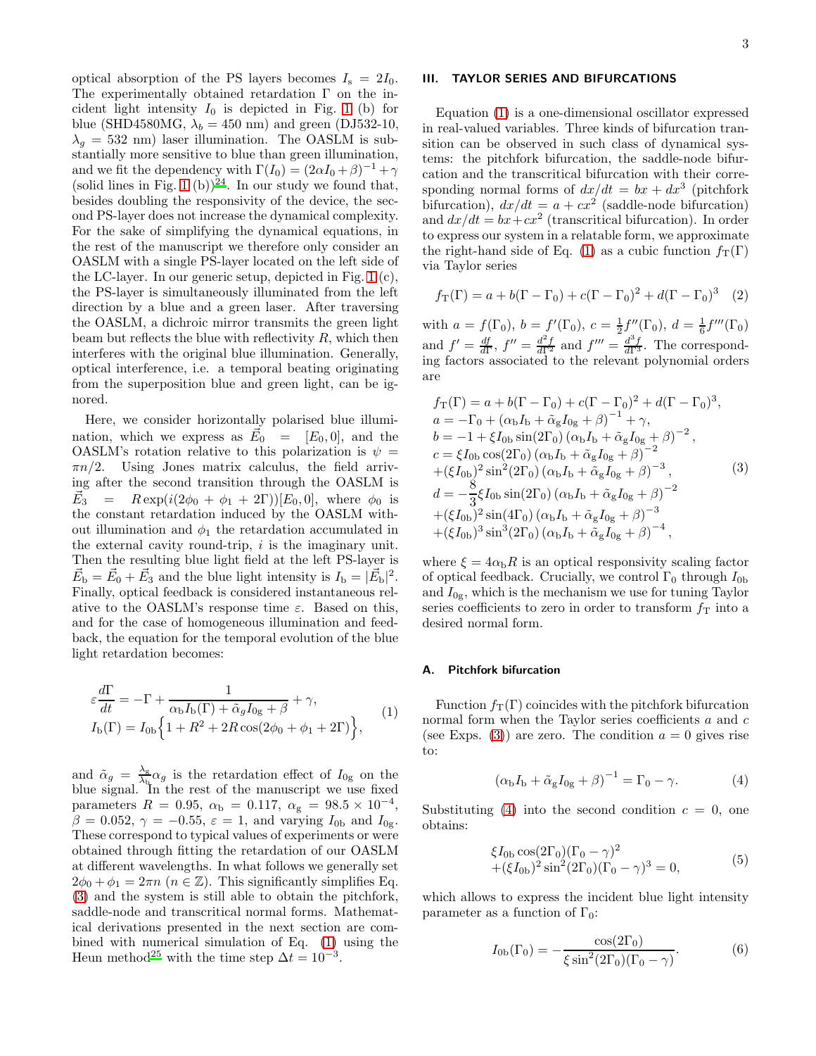optical absorption of the PS layers becomes $I_s = 2I_0$. The experimentally obtained retardation $\Gamma$ on the incident light intensity $I_0$ is depicted in Fig. 1 (b) for blue (SHD4580MG, $\lambda_b = 450$ nm) and green (DJ532-10, $\lambda_g = 532$ nm) laser illumination. The OASLM is substantially more sensitive to blue than green illumination, and we fit the dependency with $\Gamma(I_0) = (2\alpha I_0 + \beta)^{-1} + \gamma$ (solid lines in Fig. 1 (b))[24]. In our study we found that, besides doubling the responsivity of the device, the second PS-layer does not increase the dynamical complexity. For the sake of simplifying the dynamical equations, in the rest of the manuscript we therefore only consider an OASLM with a single PS-layer located on the left side of the LC-layer. In our generic setup, depicted in Fig. 1 (c), the PS-layer is simultaneously illuminated from the left direction by a blue and a green laser. After traversing the OASLM, a dichroic mirror transmits the green light beam but reflects the blue with reflectivity $R$, which then interferes with the original blue illumination. Generally, optical interference, i.e. a temporal beating originating from the superposition blue and green light, can be ignored.

Here, we consider horizontally polarised blue illumination, which we express as $\vec{E_0} = [E_0, 0]$, and the OASLM's rotation relative to this polarization is $\psi = \pi n/2$. Using Jones matrix calculus, the field arriving after the second transition through the OASLM is $\vec{E_3} = R\exp(i(2\phi_0 + \phi_1 + 2\Gamma))[E_0, 0]$, where $\phi_0$ is the constant retardation induced by the OASLM without illumination and $\phi_1$ the retardation accumulated in the external cavity round-trip, $i$ is the imaginary unit. Then the resulting blue light field at the left PS-layer is $\vec{E}_\mathrm{b} = \vec{E}_0 + \vec{E}_3$ and the blue light intensity is $I_\mathrm{b} = |\vec{E}_\mathrm{b}|^2$. Finally, optical feedback is considered instantaneous relative to the OASLM's response time $\varepsilon$. Based on this, and for the case of homogeneous illumination and feedback, the equation for the temporal evolution of the blue light retardation becomes:

$$
\begin{aligned}
\varepsilon\frac{d\Gamma}{dt} &= -\Gamma + \frac{1}{\alpha_\mathrm{b} I_\mathrm{b}(\Gamma) + \tilde{\alpha}_g I_{0\mathrm{g}} + \beta} + \gamma, \\
I_\mathrm{b}(\Gamma) &= I_{0\mathrm{b}}\Big\{1 + R^2 + 2R\cos(2\phi_0 + \phi_1 + 2\Gamma)\Big\},
\end{aligned}
\tag{1}
$$

and $\tilde{\alpha}_g = \frac{\lambda_g}{\lambda_b}\alpha_g$ is the retardation effect of $I_{0\mathrm{g}}$ on the blue signal. In the rest of the manuscript we use fixed parameters $R = 0.95$, $\alpha_\mathrm{b} = 0.117$, $\alpha_\mathrm{g} = 98.5 \times 10^{-4}$, $\beta = 0.052$, $\gamma = -0.55$, $\varepsilon = 1$, and varying $I_{0\mathrm{b}}$ and $I_{0\mathrm{g}}$. These correspond to typical values of experiments or were obtained through fitting the retardation of our OASLM at different wavelengths. In what follows we generally set $2\phi_0 + \phi_1 = 2\pi n$ ($n \in \mathbb{Z}$). This significantly simplifies Eq. (3) and the system is still able to obtain the pitchfork, saddle-node and transcritical normal forms. Mathematical derivations presented in the next section are combined with numerical simulation of Eq. (1) using the Heun method[25] with the time step $\Delta t = 10^{-3}$.

## III. TAYLOR SERIES AND BIFURCATIONS

Equation (1) is a one-dimensional oscillator expressed in real-valued variables. Three kinds of bifurcation transition can be observed in such class of dynamical systems: the pitchfork bifurcation, the saddle-node bifurcation and the transcritical bifurcation with their corresponding normal forms of $dx/dt = bx + dx^3$ (pitchfork bifurcation), $dx/dt = a + cx^2$ (saddle-node bifurcation) and $dx/dt = bx + cx^2$ (transcritical bifurcation). In order to express our system in a relatable form, we approximate the right-hand side of Eq. (1) as a cubic function $f_\mathrm{T}(\Gamma)$ via Taylor series

$$
f_\mathrm{T}(\Gamma) = a + b(\Gamma - \Gamma_0) + c(\Gamma - \Gamma_0)^2 + d(\Gamma - \Gamma_0)^3 \tag{2}
$$

with $a = f(\Gamma_0)$, $b = f'(\Gamma_0)$, $c = \frac{1}{2}f''(\Gamma_0)$, $d = \frac{1}{6}f'''(\Gamma_0)$ and $f' = \frac{df}{d\Gamma}$, $f'' = \frac{d^2 f}{d\Gamma^2}$ and $f''' = \frac{d^3 f}{d\Gamma^3}$. The corresponding factors associated to the relevant polynomial orders are

$$
\begin{aligned}
&f_\mathrm{T}(\Gamma) = a + b(\Gamma - \Gamma_0) + c(\Gamma - \Gamma_0)^2 + d(\Gamma - \Gamma_0)^3, \\
&a = -\Gamma_0 + (\alpha_\mathrm{b} I_\mathrm{b} + \tilde{\alpha}_g I_{0\mathrm{g}} + \beta)^{-1} + \gamma, \\
&b = -1 + \xi I_{0\mathrm{b}} \sin(2\Gamma_0)\left(\alpha_\mathrm{b} I_\mathrm{b} + \tilde{\alpha}_\mathrm{g} I_{0\mathrm{g}} + \beta\right)^{-2}, \\
&c = \xi I_{0\mathrm{b}} \cos(2\Gamma_0)\left(\alpha_\mathrm{b} I_\mathrm{b} + \tilde{\alpha}_\mathrm{g} I_{0\mathrm{g}} + \beta\right)^{-2} \\
&+ (\xi I_{0\mathrm{b}})^2 \sin^2(2\Gamma_0)\left(\alpha_\mathrm{b} I_\mathrm{b} + \tilde{\alpha}_\mathrm{g} I_{0\mathrm{g}} + \beta\right)^{-3}, \\
&d = -\frac{8}{3}\xi I_{0\mathrm{b}} \sin(2\Gamma_0)\left(\alpha_\mathrm{b} I_\mathrm{b} + \tilde{\alpha}_\mathrm{g} I_{0\mathrm{g}} + \beta\right)^{-2} \\
&+ (\xi I_{0\mathrm{b}})^2 \sin(4\Gamma_0)\left(\alpha_\mathrm{b} I_\mathrm{b} + \tilde{\alpha}_\mathrm{g} I_{0\mathrm{g}} + \beta\right)^{-3} \\
&+ (\xi I_{0\mathrm{b}})^3 \sin^3(2\Gamma_0)\left(\alpha_\mathrm{b} I_\mathrm{b} + \tilde{\alpha}_\mathrm{g} I_{0\mathrm{g}} + \beta\right)^{-4},
\end{aligned}
\tag{3}
$$

where $\xi = 4\alpha_\mathrm{b} R$ is an optical responsivity scaling factor of optical feedback. Crucially, we control $\Gamma_0$ through $I_{0\mathrm{b}}$ and $I_{0\mathrm{g}}$, which is the mechanism we use for tuning Taylor series coefficients to zero in order to transform $f_\mathrm{T}$ into a desired normal form.

### A. Pitchfork bifurcation

Function $f_\mathrm{T}(\Gamma)$ coincides with the pitchfork bifurcation normal form when the Taylor series coefficients $a$ and $c$ (see Exps. (3)) are zero. The condition $a = 0$ gives rise to:

$$
(\alpha_\mathrm{b} I_\mathrm{b} + \tilde{\alpha}_\mathrm{g} I_{0\mathrm{g}} + \beta)^{-1} = \Gamma_0 - \gamma. \tag{4}
$$

Substituting (4) into the second condition $c = 0$, one obtains:

$$
\begin{aligned}
&\xi I_{0\mathrm{b}} \cos(2\Gamma_0)(\Gamma_0 - \gamma)^2 \\
&+ (\xi I_{0\mathrm{b}})^2 \sin^2(2\Gamma_0)(\Gamma_0 - \gamma)^3 = 0,
\end{aligned}
\tag{5}
$$

which allows to express the incident blue light intensity parameter as a function of $\Gamma_0$:

$$
I_{0\mathrm{b}}(\Gamma_0) = -\frac{\cos(2\Gamma_0)}{\xi \sin^2(2\Gamma_0)(\Gamma_0 - \gamma)}. \tag{6}
$$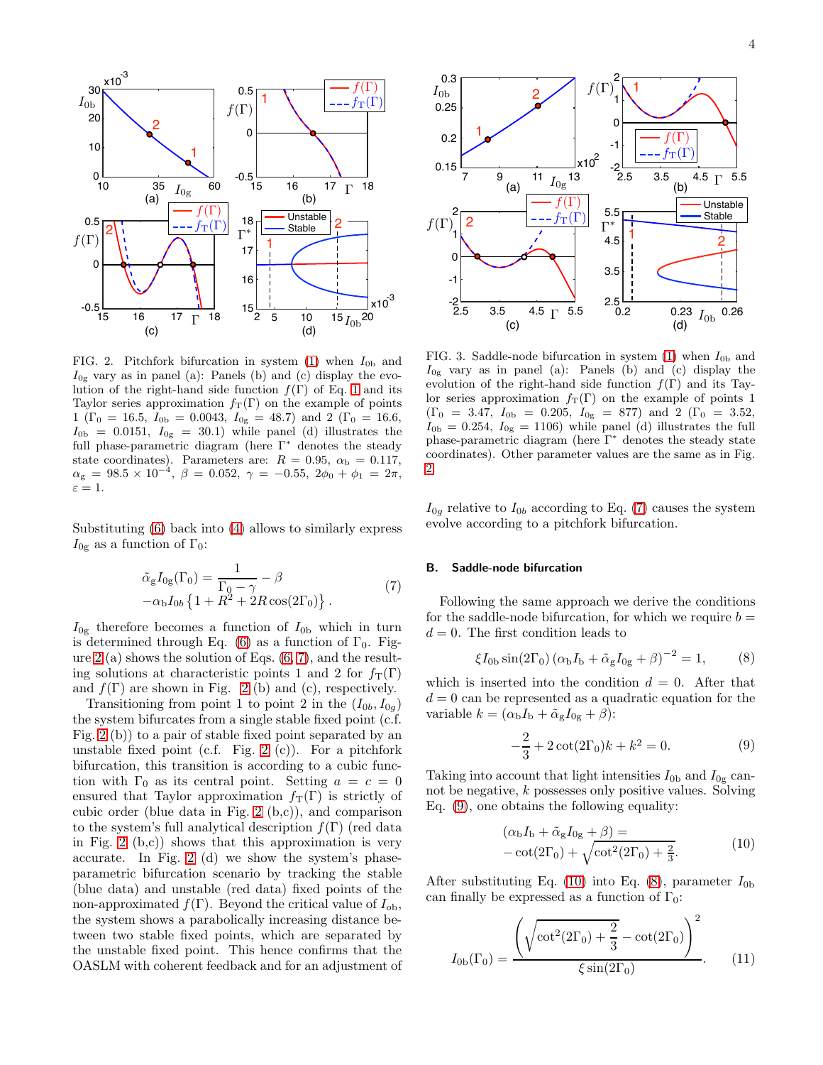FIG. 2. Pitchfork bifurcation in system (1) when $I_{0b}$ and $I_{0g}$ vary as in panel (a): Panels (b) and (c) display the evolution of the right-hand side function $f(\Gamma)$ of Eq. 1 and its Taylor series approximation $f_T(\Gamma)$ on the example of points 1 ($\Gamma_0 = 16.5$, $I_{0b} = 0.0043$, $I_{0g} = 48.7$) and 2 ($\Gamma_0 = 16.6$, $I_{0b} = 0.0151$, $I_{0g} = 30.1$) while panel (d) illustrates the full phase-parametric diagram (here $\Gamma^*$ denotes the steady state coordinates). Parameters are: $R = 0.95$, $\alpha_b = 0.117$, $\alpha_g = 98.5 \times 10^{-4}$, $\beta = 0.052$, $\gamma = -0.55$, $2\phi_0 + \phi_1 = 2\pi$, $\varepsilon = 1$.

Substituting (6) back into (4) allows to similarly express $I_{0g}$ as a function of $\Gamma_0$:

$$\begin{aligned}\tilde{\alpha}_g I_{0g}(\Gamma_0) &= \frac{1}{\Gamma_0 - \gamma} - \beta \\ &-\alpha_b I_{0b}\left\{1 + R^2 + 2R\cos(2\Gamma_0)\right\}.\end{aligned} \tag{7}$$

$I_{0g}$ therefore becomes a function of $I_{0b}$ which in turn is determined through Eq. (6) as a function of $\Gamma_0$. Figure 2 (a) shows the solution of Eqs. (6, 7), and the resulting solutions at characteristic points 1 and 2 for $f_T(\Gamma)$ and $f(\Gamma)$ are shown in Fig. 2 (b) and (c), respectively.

Transitioning from point 1 to point 2 in the $(I_{0b}, I_{0g})$ the system bifurcates from a single stable fixed point (c.f. Fig. 2 (b)) to a pair of stable fixed point separated by an unstable fixed point (c.f. Fig. 2 (c)). For a pitchfork bifurcation, this transition is according to a cubic function with $\Gamma_0$ as its central point. Setting $a = c = 0$ ensured that Taylor approximation $f_T(\Gamma)$ is strictly of cubic order (blue data in Fig. 2 (b,c)), and comparison to the system's full analytical description $f(\Gamma)$ (red data in Fig. 2 (b,c)) shows that this approximation is very accurate. In Fig. 2 (d) we show the system's phase-parametric bifurcation scenario by tracking the stable (blue data) and unstable (red data) fixed points of the non-approximated $f(\Gamma)$. Beyond the critical value of $I_{0b}$, the system shows a parabolically increasing distance between two stable fixed points, which are separated by the unstable fixed point. This hence confirms that the OASLM with coherent feedback and for an adjustment of $I_{0g}$ relative to $I_{0b}$ according to Eq. (7) causes the system evolve according to a pitchfork bifurcation.

FIG. 3. Saddle-node bifurcation in system (1) when $I_{0b}$ and $I_{0g}$ vary as in panel (a): Panels (b) and (c) display the evolution of the right-hand side function $f(\Gamma)$ and its Taylor series approximation $f_T(\Gamma)$ on the example of points 1 ($\Gamma_0 = 3.47$, $I_{0b} = 0.205$, $I_{0g} = 877$) and 2 ($\Gamma_0 = 3.52$, $I_{0b} = 0.254$, $I_{0g} = 1106$) while panel (d) illustrates the full phase-parametric diagram (here $\Gamma^*$ denotes the steady state coordinates). Other parameter values are the same as in Fig. 2.

### B. Saddle-node bifurcation

Following the same approach we derive the conditions for the saddle-node bifurcation, for which we require $b = d = 0$. The first condition leads to

$$\xi I_{0b}\sin(2\Gamma_0)\left(\alpha_b I_b + \tilde{\alpha}_g I_{0g} + \beta\right)^{-2} = 1, \tag{8}$$

which is inserted into the condition $d = 0$. After that $d = 0$ can be represented as a quadratic equation for the variable $k = (\alpha_b I_b + \tilde{\alpha}_g I_{0g} + \beta)$:

$$-\frac{2}{3} + 2\cot(2\Gamma_0)k + k^2 = 0. \tag{9}$$

Taking into account that light intensities $I_{0b}$ and $I_{0g}$ cannot be negative, $k$ possesses only positive values. Solving Eq. (9), one obtains the following equality:

$$\begin{aligned}&(\alpha_b I_b + \tilde{\alpha}_g I_{0g} + \beta) = \\ &-\cot(2\Gamma_0) + \sqrt{\cot^2(2\Gamma_0) + \tfrac{2}{3}}.\end{aligned} \tag{10}$$

After substituting Eq. (10) into Eq. (8), parameter $I_{0b}$ can finally be expressed as a function of $\Gamma_0$:

$$I_{0b}(\Gamma_0) = \frac{\left(\sqrt{\cot^2(2\Gamma_0) + \frac{2}{3}} - \cot(2\Gamma_0)\right)^2}{\xi\sin(2\Gamma_0)}. \tag{11}$$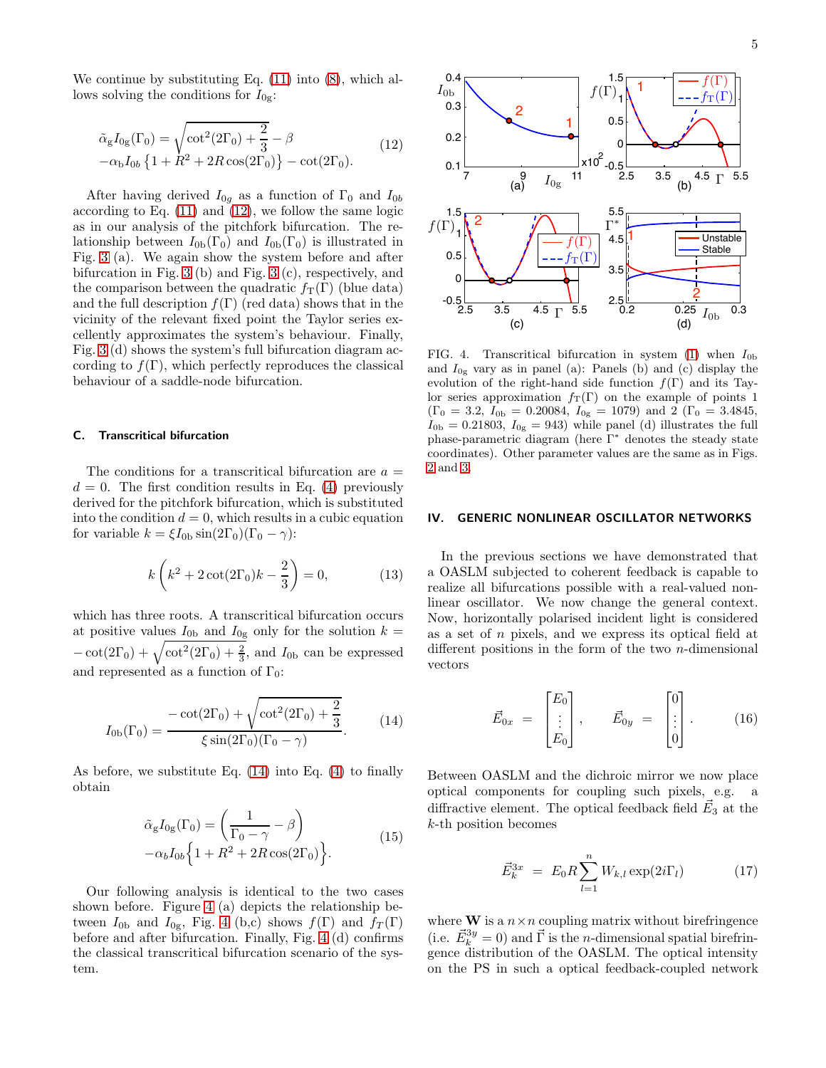We continue by substituting Eq. (11) into (8), which allows solving the conditions for $I_{0g}$:

$$
\begin{aligned}
\tilde{\alpha}_g I_{0g}(\Gamma_0) &= \sqrt{\cot^2(2\Gamma_0) + \frac{2}{3}} - \beta \\
&- \alpha_b I_{0b}\left\{1 + R^2 + 2R\cos(2\Gamma_0)\right\} - \cot(2\Gamma_0).
\end{aligned}
\tag{12}
$$

After having derived $I_{0g}$ as a function of $\Gamma_0$ and $I_{0b}$ according to Eq. (11) and (12), we follow the same logic as in our analysis of the pitchfork bifurcation. The relationship between $I_{0b}(\Gamma_0)$ and $I_{0b}(\Gamma_0)$ is illustrated in Fig. 3 (a). We again show the system before and after bifurcation in Fig. 3 (b) and Fig. 3 (c), respectively, and the comparison between the quadratic $f_T(\Gamma)$ (blue data) and the full description $f(\Gamma)$ (red data) shows that in the vicinity of the relevant fixed point the Taylor series excellently approximates the system's behaviour. Finally, Fig. 3 (d) shows the system's full bifurcation diagram according to $f(\Gamma)$, which perfectly reproduces the classical behaviour of a saddle-node bifurcation.

### C. Transcritical bifurcation

The conditions for a transcritical bifurcation are $a = d = 0$. The first condition results in Eq. (4) previously derived for the pitchfork bifurcation, which is substituted into the condition $d = 0$, which results in a cubic equation for variable $k = \xi I_{0b}\sin(2\Gamma_0)(\Gamma_0 - \gamma)$:

$$
k\left(k^2 + 2\cot(2\Gamma_0)k - \frac{2}{3}\right) = 0,
\tag{13}
$$

which has three roots. A transcritical bifurcation occurs at positive values $I_{0b}$ and $I_{0g}$ only for the solution $k = -\cot(2\Gamma_0) + \sqrt{\cot^2(2\Gamma_0) + \frac{2}{3}}$, and $I_{0b}$ can be expressed and represented as a function of $\Gamma_0$:

$$
I_{0b}(\Gamma_0) = \frac{-\cot(2\Gamma_0) + \sqrt{\cot^2(2\Gamma_0) + \dfrac{2}{3}}}{\xi\sin(2\Gamma_0)(\Gamma_0 - \gamma)}.
\tag{14}
$$

As before, we substitute Eq. (14) into Eq. (4) to finally obtain

$$
\begin{aligned}
\tilde{\alpha}_g I_{0g}(\Gamma_0) &= \left(\frac{1}{\Gamma_0 - \gamma} - \beta\right) \\
&- \alpha_b I_{0b}\Big\{1 + R^2 + 2R\cos(2\Gamma_0)\Big\}.
\end{aligned}
\tag{15}
$$

Our following analysis is identical to the two cases shown before. Figure 4 (a) depicts the relationship between $I_{0b}$ and $I_{0g}$, Fig. 4 (b,c) shows $f(\Gamma)$ and $f_T(\Gamma)$ before and after bifurcation. Finally, Fig. 4 (d) confirms the classical transcritical bifurcation scenario of the system.

FIG. 4. Transcritical bifurcation in system (1) when $I_{0b}$ and $I_{0g}$ vary as in panel (a): Panels (b) and (c) display the evolution of the right-hand side function $f(\Gamma)$ and its Taylor series approximation $f_T(\Gamma)$ on the example of points 1 ($\Gamma_0 = 3.2$, $I_{0b} = 0.20084$, $I_{0g} = 1079$) and 2 ($\Gamma_0 = 3.4845$, $I_{0b} = 0.21803$, $I_{0g} = 943$) while panel (d) illustrates the full phase-parametric diagram (here $\Gamma^*$ denotes the steady state coordinates). Other parameter values are the same as in Figs. 2 and 3.

## IV. GENERIC NONLINEAR OSCILLATOR NETWORKS

In the previous sections we have demonstrated that a OASLM subjected to coherent feedback is capable to realize all bifurcations possible with a real-valued nonlinear oscillator. We now change the general context. Now, horizontally polarised incident light is considered as a set of $n$ pixels, and we express its optical field at different positions in the form of the two $n$-dimensional vectors

$$
\vec{E}_{0x} = \begin{bmatrix} E_0 \\ \vdots \\ E_0 \end{bmatrix}, \qquad \vec{E}_{0y} = \begin{bmatrix} 0 \\ \vdots \\ 0 \end{bmatrix}.
\tag{16}
$$

Between OASLM and the dichroic mirror we now place optical components for coupling such pixels, e.g. a diffractive element. The optical feedback field $\vec{E}_3$ at the $k$-th position becomes

$$
\vec{E}_k^{3x} = E_0 R \sum_{l=1}^{n} W_{k,l}\exp(2i\Gamma_l)
\tag{17}
$$

where $\mathbf{W}$ is a $n \times n$ coupling matrix without birefringence (i.e. $\vec{E}_k^{3y} = 0$) and $\vec{\Gamma}$ is the $n$-dimensional spatial birefringence distribution of the OASLM. The optical intensity on the PS in such a optical feedback-coupled network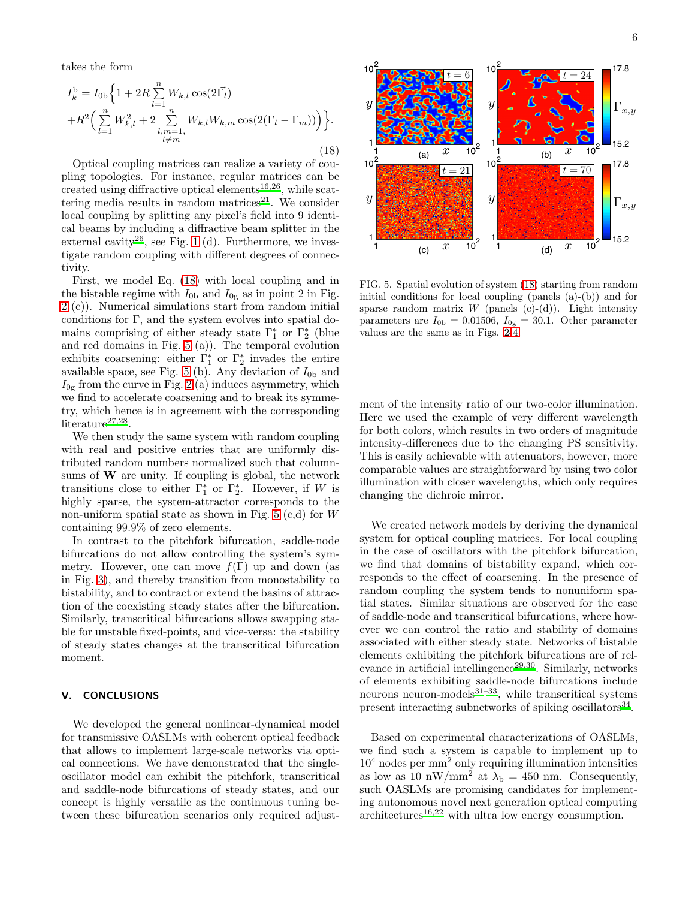takes the form

$$I_k^{\mathrm{b}} = I_{0\mathrm{b}}\Big\{1 + 2R\sum_{l=1}^{n} W_{k,l}\cos(2\vec{\Gamma}_l) + R^2\Big(\sum_{l=1}^{n} W_{k,l}^2 + 2\sum_{\substack{l,m=1,\\ l\neq m}}^{n} W_{k,l}W_{k,m}\cos(2(\Gamma_l - \Gamma_m))\Big)\Big\}. \quad (18)$$

Optical coupling matrices can realize a variety of coupling topologies. For instance, regular matrices can be created using diffractive optical elements[16,26], while scattering media results in random matrices[21]. We consider local coupling by splitting any pixel's field into 9 identical beams by including a diffractive beam splitter in the external cavity[26], see Fig. 1 (d). Furthermore, we investigate random coupling with different degrees of connectivity.

First, we model Eq. (18) with local coupling and in the bistable regime with $I_{0\mathrm{b}}$ and $I_{0\mathrm{g}}$ as in point 2 in Fig. 2 (c)). Numerical simulations start from random initial conditions for $\Gamma$, and the system evolves into spatial domains comprising of either steady state $\Gamma_1^*$ or $\Gamma_2^*$ (blue and red domains in Fig. 5 (a)). The temporal evolution exhibits coarsening: either $\Gamma_1^*$ or $\Gamma_2^*$ invades the entire available space, see Fig. 5 (b). Any deviation of $I_{0\mathrm{b}}$ and $I_{0\mathrm{g}}$ from the curve in Fig. 2 (a) induces asymmetry, which we find to accelerate coarsening and to break its symmetry, which hence is in agreement with the corresponding literature[27,28].

We then study the same system with random coupling with real and positive entries that are uniformly distributed random numbers normalized such that column-sums of $\mathbf{W}$ are unity. If coupling is global, the network transitions close to either $\Gamma_1^*$ or $\Gamma_2^*$. However, if $W$ is highly sparse, the system-attractor corresponds to the non-uniform spatial state as shown in Fig. 5 (c,d) for $W$ containing 99.9% of zero elements.

In contrast to the pitchfork bifurcation, saddle-node bifurcations do not allow controlling the system's symmetry. However, one can move $f(\Gamma)$ up and down (as in Fig. 3), and thereby transition from monostability to bistability, and to contract or extend the basins of attraction of the coexisting steady states after the bifurcation. Similarly, transcritical bifurcations allows swapping stable for unstable fixed-points, and vice-versa: the stability of steady states changes at the transcritical bifurcation moment.

## V. CONCLUSIONS

We developed the general nonlinear-dynamical model for transmissive OASLMs with coherent optical feedback that allows to implement large-scale networks via optical connections. We have demonstrated that the single-oscillator model can exhibit the pitchfork, transcritical and saddle-node bifurcations of steady states, and our concept is highly versatile as the continuous tuning between these bifurcation scenarios only required adjustment of the intensity ratio of our two-color illumination. Here we used the example of very different wavelength for both colors, which results in two orders of magnitude intensity-differences due to the changing PS sensitivity. This is easily achievable with attenuators, however, more comparable values are straightforward by using two color illumination with closer wavelengths, which only requires changing the dichroic mirror.

FIG. 5. Spatial evolution of system (18) starting from random initial conditions for local coupling (panels (a)-(b)) and for sparse random matrix $W$ (panels (c)-(d)). Light intensity parameters are $I_{0\mathrm{b}} = 0.01506$, $I_{0\mathrm{g}} = 30.1$. Other parameter values are the same as in Figs. 2-4.

We created network models by deriving the dynamical system for optical coupling matrices. For local coupling in the case of oscillators with the pitchfork bifurcation, we find that domains of bistability expand, which corresponds to the effect of coarsening. In the presence of random coupling the system tends to nonuniform spatial states. Similar situations are observed for the case of saddle-node and transcritical bifurcations, where however we can control the ratio and stability of domains associated with either steady state. Networks of bistable elements exhibiting the pitchfork bifurcations are of relevance in artificial intellingence[29,30]. Similarly, networks of elements exhibiting saddle-node bifurcations include neurons neuron-models[31–33], while transcritical systems present interacting subnetworks of spiking oscillators[34].

Based on experimental characterizations of OASLMs, we find such a system is capable to implement up to $10^4$ nodes per mm$^2$ only requiring illumination intensities as low as 10 nW/mm$^2$ at $\lambda_{\mathrm{b}} = 450$ nm. Consequently, such OASLMs are promising candidates for implementing autonomous novel next generation optical computing architectures[16,22] with ultra low energy consumption.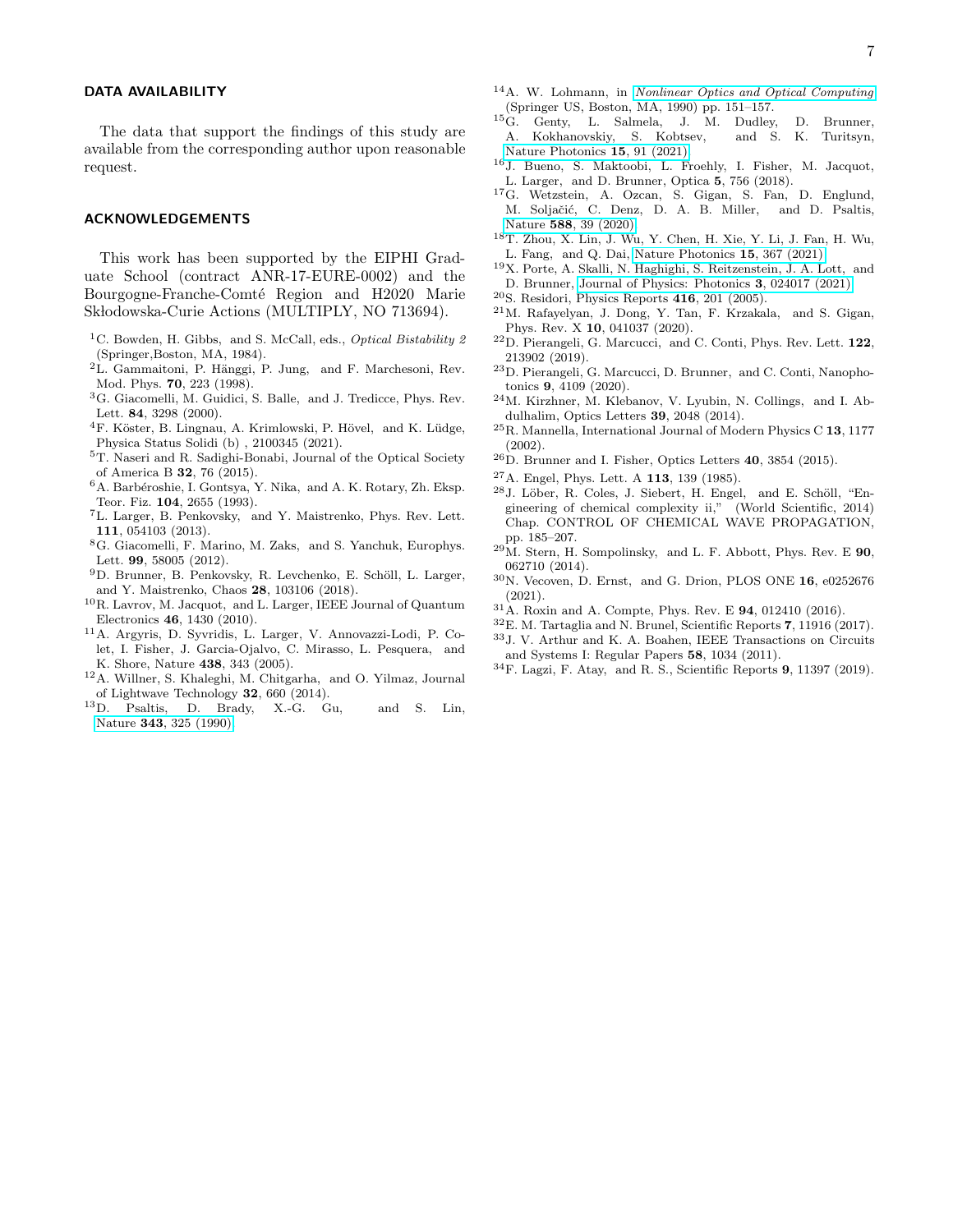## DATA AVAILABILITY

The data that support the findings of this study are available from the corresponding author upon reasonable request.

## ACKNOWLEDGEMENTS

This work has been supported by the EIPHI Graduate School (contract ANR-17-EURE-0002) and the Bourgogne-Franche-Comté Region and H2020 Marie Skłodowska-Curie Actions (MULTIPLY, NO 713694).

[1] C. Bowden, H. Gibbs, and S. McCall, eds., *Optical Bistability 2* (Springer,Boston, MA, 1984).

[2] L. Gammaitoni, P. Hänggi, P. Jung, and F. Marchesoni, Rev. Mod. Phys. **70**, 223 (1998).

[3] G. Giacomelli, M. Guidici, S. Balle, and J. Tredicce, Phys. Rev. Lett. **84**, 3298 (2000).

[4] F. Köster, B. Lingnau, A. Krimlowski, P. Hövel, and K. Lüdge, Physica Status Solidi (b) , 2100345 (2021).

[5] T. Naseri and R. Sadighi-Bonabi, Journal of the Optical Society of America B **32**, 76 (2015).

[6] A. Barbéroshie, I. Gontsya, Y. Nika, and A. K. Rotary, Zh. Eksp. Teor. Fiz. **104**, 2655 (1993).

[7] L. Larger, B. Penkovsky, and Y. Maistrenko, Phys. Rev. Lett. **111**, 054103 (2013).

[8] G. Giacomelli, F. Marino, M. Zaks, and S. Yanchuk, Europhys. Lett. **99**, 58005 (2012).

[9] D. Brunner, B. Penkovsky, R. Levchenko, E. Schöll, L. Larger, and Y. Maistrenko, Chaos **28**, 103106 (2018).

[10] R. Lavrov, M. Jacquot, and L. Larger, IEEE Journal of Quantum Electronics **46**, 1430 (2010).

[11] A. Argyris, D. Syvridis, L. Larger, V. Annovazzi-Lodi, P. Colet, I. Fisher, J. Garcia-Ojalvo, C. Mirasso, L. Pesquera, and K. Shore, Nature **438**, 343 (2005).

[12] A. Willner, S. Khaleghi, M. Chitgarha, and O. Yilmaz, Journal of Lightwave Technology **32**, 660 (2014).

[13] D. Psaltis, D. Brady, X.-G. Gu, and S. Lin, Nature **343**, 325 (1990).

[14] A. W. Lohmann, in *Nonlinear Optics and Optical Computing* (Springer US, Boston, MA, 1990) pp. 151–157.

[15] G. Genty, L. Salmela, J. M. Dudley, D. Brunner, A. Kokhanovskiy, S. Kobtsev, and S. K. Turitsyn, Nature Photonics **15**, 91 (2021).

[16] J. Bueno, S. Maktoobi, L. Froehly, I. Fisher, M. Jacquot, L. Larger, and D. Brunner, Optica **5**, 756 (2018).

[17] G. Wetzstein, A. Ozcan, S. Gigan, S. Fan, D. Englund, M. Soljačić, C. Denz, D. A. B. Miller, and D. Psaltis, Nature **588**, 39 (2020).

[18] T. Zhou, X. Lin, J. Wu, Y. Chen, H. Xie, Y. Li, J. Fan, H. Wu, L. Fang, and Q. Dai, Nature Photonics **15**, 367 (2021).

[19] X. Porte, A. Skalli, N. Haghighi, S. Reitzenstein, J. A. Lott, and D. Brunner, Journal of Physics: Photonics **3**, 024017 (2021).

[20] S. Residori, Physics Reports **416**, 201 (2005).

[21] M. Rafayelyan, J. Dong, Y. Tan, F. Krzakala, and S. Gigan, Phys. Rev. X **10**, 041037 (2020).

[22] D. Pierangeli, G. Marcucci, and C. Conti, Phys. Rev. Lett. **122**, 213902 (2019).

[23] D. Pierangeli, G. Marcucci, D. Brunner, and C. Conti, Nanophotonics **9**, 4109 (2020).

[24] M. Kirzhner, M. Klebanov, V. Lyubin, N. Collings, and I. Abdulhalim, Optics Letters **39**, 2048 (2014).

[25] R. Mannella, International Journal of Modern Physics C **13**, 1177 (2002).

[26] D. Brunner and I. Fisher, Optics Letters **40**, 3854 (2015).

[27] A. Engel, Phys. Lett. A **113**, 139 (1985).

[28] J. Löber, R. Coles, J. Siebert, H. Engel, and E. Schöll, "Engineering of chemical complexity ii," (World Scientific, 2014) Chap. CONTROL OF CHEMICAL WAVE PROPAGATION, pp. 185–207.

[29] M. Stern, H. Sompolinsky, and L. F. Abbott, Phys. Rev. E **90**, 062710 (2014).

[30] N. Vecoven, D. Ernst, and G. Drion, PLOS ONE **16**, e0252676 (2021).

[31] A. Roxin and A. Compte, Phys. Rev. E **94**, 012410 (2016).

[32] E. M. Tartaglia and N. Brunel, Scientific Reports **7**, 11916 (2017).

[33] J. V. Arthur and K. A. Boahen, IEEE Transactions on Circuits and Systems I: Regular Papers **58**, 1034 (2011).

[34] F. Lagzi, F. Atay, and R. S., Scientific Reports **9**, 11397 (2019).